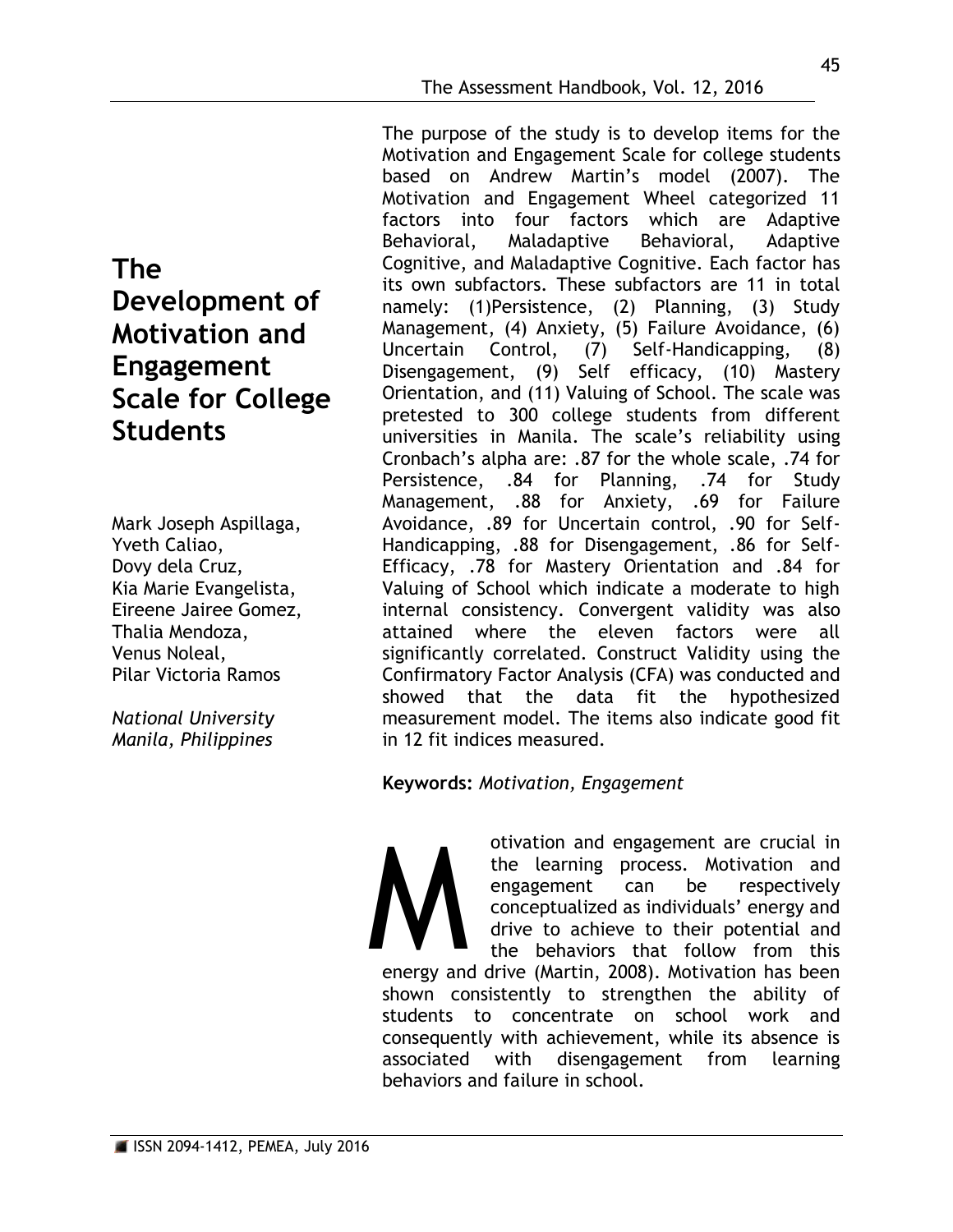# The Development of Motivation and Engagement Scale for College Students

Mark Joseph Aspillaga,
Yveth Caliao,
Dovy dela Cruz,
Kia Marie Evangelista,
Eireene Jairee Gomez,
Thalia Mendoza,
Venus Noleal,
Pilar Victoria Ramos

*National University*
*Manila, Philippines*

The purpose of the study is to develop items for the Motivation and Engagement Scale for college students based on Andrew Martin's model (2007). The Motivation and Engagement Wheel categorized 11 factors into four factors which are Adaptive Behavioral, Maladaptive Behavioral, Adaptive Cognitive, and Maladaptive Cognitive. Each factor has its own subfactors. These subfactors are 11 in total namely: (1)Persistence, (2) Planning, (3) Study Management, (4) Anxiety, (5) Failure Avoidance, (6) Uncertain Control, (7) Self-Handicapping, (8) Disengagement, (9) Self efficacy, (10) Mastery Orientation, and (11) Valuing of School. The scale was pretested to 300 college students from different universities in Manila. The scale's reliability using Cronbach's alpha are: .87 for the whole scale, .74 for Persistence, .84 for Planning, .74 for Study Management, .88 for Anxiety, .69 for Failure Avoidance, .89 for Uncertain control, .90 for Self-Handicapping, .88 for Disengagement, .86 for Self-Efficacy, .78 for Mastery Orientation and .84 for Valuing of School which indicate a moderate to high internal consistency. Convergent validity was also attained where the eleven factors were all significantly correlated. Construct Validity using the Confirmatory Factor Analysis (CFA) was conducted and showed that the data fit the hypothesized measurement model. The items also indicate good fit in 12 fit indices measured.

**Keywords:** *Motivation, Engagement*

Motivation and engagement are crucial in the learning process. Motivation and engagement can be respectively conceptualized as individuals' energy and drive to achieve to their potential and the behaviors that follow from this energy and drive (Martin, 2008). Motivation has been shown consistently to strengthen the ability of students to concentrate on school work and consequently with achievement, while its absence is associated with disengagement from learning behaviors and failure in school.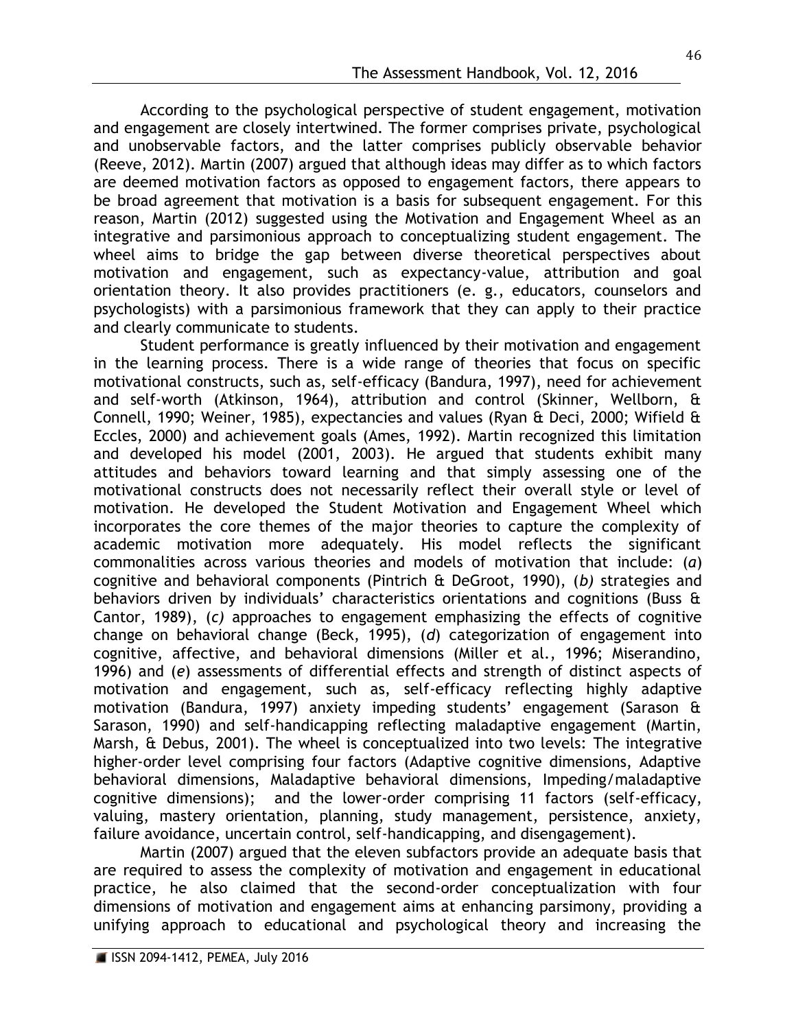According to the psychological perspective of student engagement, motivation and engagement are closely intertwined. The former comprises private, psychological and unobservable factors, and the latter comprises publicly observable behavior (Reeve, 2012). Martin (2007) argued that although ideas may differ as to which factors are deemed motivation factors as opposed to engagement factors, there appears to be broad agreement that motivation is a basis for subsequent engagement. For this reason, Martin (2012) suggested using the Motivation and Engagement Wheel as an integrative and parsimonious approach to conceptualizing student engagement. The wheel aims to bridge the gap between diverse theoretical perspectives about motivation and engagement, such as expectancy-value, attribution and goal orientation theory. It also provides practitioners (e. g., educators, counselors and psychologists) with a parsimonious framework that they can apply to their practice and clearly communicate to students.

Student performance is greatly influenced by their motivation and engagement in the learning process. There is a wide range of theories that focus on specific motivational constructs, such as, self-efficacy (Bandura, 1997), need for achievement and self-worth (Atkinson, 1964), attribution and control (Skinner, Wellborn, & Connell, 1990; Weiner, 1985), expectancies and values (Ryan & Deci, 2000; Wifield & Eccles, 2000) and achievement goals (Ames, 1992). Martin recognized this limitation and developed his model (2001, 2003). He argued that students exhibit many attitudes and behaviors toward learning and that simply assessing one of the motivational constructs does not necessarily reflect their overall style or level of motivation. He developed the Student Motivation and Engagement Wheel which incorporates the core themes of the major theories to capture the complexity of academic motivation more adequately. His model reflects the significant commonalities across various theories and models of motivation that include: (*a*) cognitive and behavioral components (Pintrich & DeGroot, 1990), (*b)* strategies and behaviors driven by individuals' characteristics orientations and cognitions (Buss & Cantor, 1989), (*c)* approaches to engagement emphasizing the effects of cognitive change on behavioral change (Beck, 1995), (*d*) categorization of engagement into cognitive, affective, and behavioral dimensions (Miller et al., 1996; Miserandino, 1996) and (*e*) assessments of differential effects and strength of distinct aspects of motivation and engagement, such as, self-efficacy reflecting highly adaptive motivation (Bandura, 1997) anxiety impeding students' engagement (Sarason & Sarason, 1990) and self-handicapping reflecting maladaptive engagement (Martin, Marsh, & Debus, 2001). The wheel is conceptualized into two levels: The integrative higher-order level comprising four factors (Adaptive cognitive dimensions, Adaptive behavioral dimensions, Maladaptive behavioral dimensions, Impeding/maladaptive cognitive dimensions); and the lower-order comprising 11 factors (self-efficacy, valuing, mastery orientation, planning, study management, persistence, anxiety, failure avoidance, uncertain control, self-handicapping, and disengagement).

Martin (2007) argued that the eleven subfactors provide an adequate basis that are required to assess the complexity of motivation and engagement in educational practice, he also claimed that the second-order conceptualization with four dimensions of motivation and engagement aims at enhancing parsimony, providing a unifying approach to educational and psychological theory and increasing the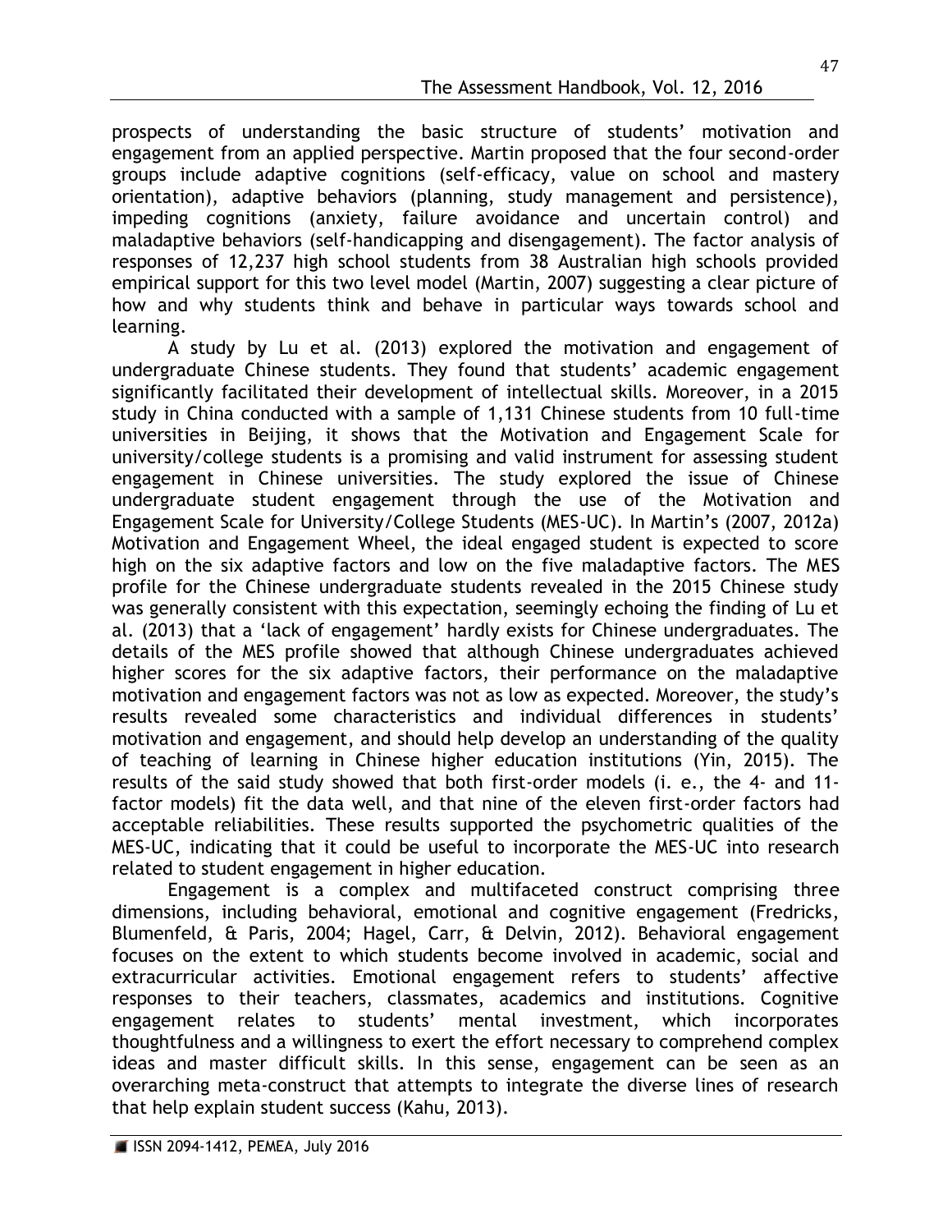prospects of understanding the basic structure of students' motivation and engagement from an applied perspective. Martin proposed that the four second-order groups include adaptive cognitions (self-efficacy, value on school and mastery orientation), adaptive behaviors (planning, study management and persistence), impeding cognitions (anxiety, failure avoidance and uncertain control) and maladaptive behaviors (self-handicapping and disengagement). The factor analysis of responses of 12,237 high school students from 38 Australian high schools provided empirical support for this two level model (Martin, 2007) suggesting a clear picture of how and why students think and behave in particular ways towards school and learning.

A study by Lu et al. (2013) explored the motivation and engagement of undergraduate Chinese students. They found that students' academic engagement significantly facilitated their development of intellectual skills. Moreover, in a 2015 study in China conducted with a sample of 1,131 Chinese students from 10 full-time universities in Beijing, it shows that the Motivation and Engagement Scale for university/college students is a promising and valid instrument for assessing student engagement in Chinese universities. The study explored the issue of Chinese undergraduate student engagement through the use of the Motivation and Engagement Scale for University/College Students (MES-UC). In Martin's (2007, 2012a) Motivation and Engagement Wheel, the ideal engaged student is expected to score high on the six adaptive factors and low on the five maladaptive factors. The MES profile for the Chinese undergraduate students revealed in the 2015 Chinese study was generally consistent with this expectation, seemingly echoing the finding of Lu et al. (2013) that a 'lack of engagement' hardly exists for Chinese undergraduates. The details of the MES profile showed that although Chinese undergraduates achieved higher scores for the six adaptive factors, their performance on the maladaptive motivation and engagement factors was not as low as expected. Moreover, the study's results revealed some characteristics and individual differences in students' motivation and engagement, and should help develop an understanding of the quality of teaching of learning in Chinese higher education institutions (Yin, 2015). The results of the said study showed that both first-order models (i. e., the 4- and 11-factor models) fit the data well, and that nine of the eleven first-order factors had acceptable reliabilities. These results supported the psychometric qualities of the MES-UC, indicating that it could be useful to incorporate the MES-UC into research related to student engagement in higher education.

Engagement is a complex and multifaceted construct comprising three dimensions, including behavioral, emotional and cognitive engagement (Fredricks, Blumenfeld, & Paris, 2004; Hagel, Carr, & Delvin, 2012). Behavioral engagement focuses on the extent to which students become involved in academic, social and extracurricular activities. Emotional engagement refers to students' affective responses to their teachers, classmates, academics and institutions. Cognitive engagement relates to students' mental investment, which incorporates thoughtfulness and a willingness to exert the effort necessary to comprehend complex ideas and master difficult skills. In this sense, engagement can be seen as an overarching meta-construct that attempts to integrate the diverse lines of research that help explain student success (Kahu, 2013).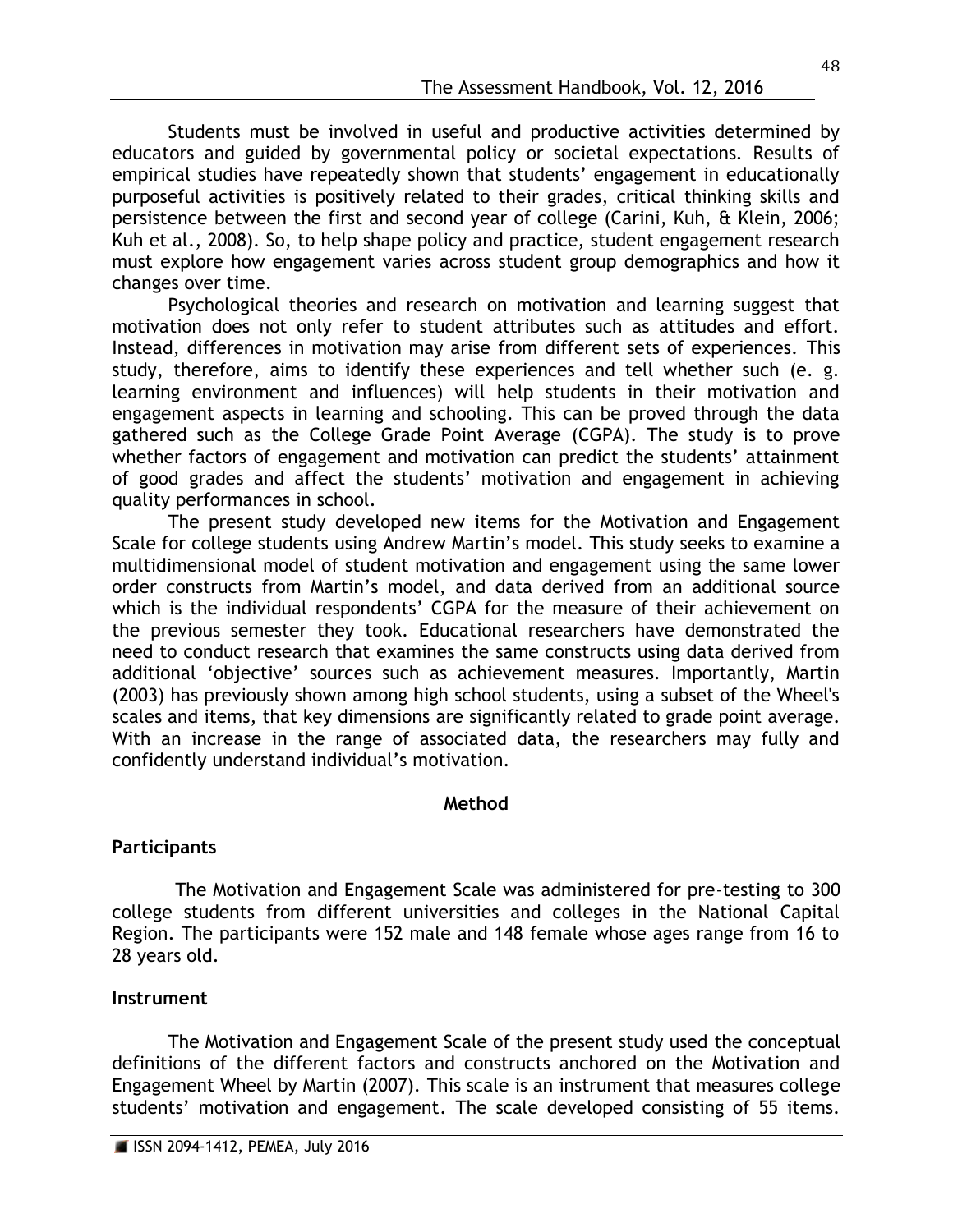Students must be involved in useful and productive activities determined by educators and guided by governmental policy or societal expectations. Results of empirical studies have repeatedly shown that students' engagement in educationally purposeful activities is positively related to their grades, critical thinking skills and persistence between the first and second year of college (Carini, Kuh, & Klein, 2006; Kuh et al., 2008). So, to help shape policy and practice, student engagement research must explore how engagement varies across student group demographics and how it changes over time.

Psychological theories and research on motivation and learning suggest that motivation does not only refer to student attributes such as attitudes and effort. Instead, differences in motivation may arise from different sets of experiences. This study, therefore, aims to identify these experiences and tell whether such (e. g. learning environment and influences) will help students in their motivation and engagement aspects in learning and schooling. This can be proved through the data gathered such as the College Grade Point Average (CGPA). The study is to prove whether factors of engagement and motivation can predict the students' attainment of good grades and affect the students' motivation and engagement in achieving quality performances in school.

The present study developed new items for the Motivation and Engagement Scale for college students using Andrew Martin's model. This study seeks to examine a multidimensional model of student motivation and engagement using the same lower order constructs from Martin's model, and data derived from an additional source which is the individual respondents' CGPA for the measure of their achievement on the previous semester they took. Educational researchers have demonstrated the need to conduct research that examines the same constructs using data derived from additional 'objective' sources such as achievement measures. Importantly, Martin (2003) has previously shown among high school students, using a subset of the Wheel's scales and items, that key dimensions are significantly related to grade point average. With an increase in the range of associated data, the researchers may fully and confidently understand individual's motivation.

## Method

### Participants

The Motivation and Engagement Scale was administered for pre-testing to 300 college students from different universities and colleges in the National Capital Region. The participants were 152 male and 148 female whose ages range from 16 to 28 years old.

### Instrument

The Motivation and Engagement Scale of the present study used the conceptual definitions of the different factors and constructs anchored on the Motivation and Engagement Wheel by Martin (2007). This scale is an instrument that measures college students' motivation and engagement. The scale developed consisting of 55 items.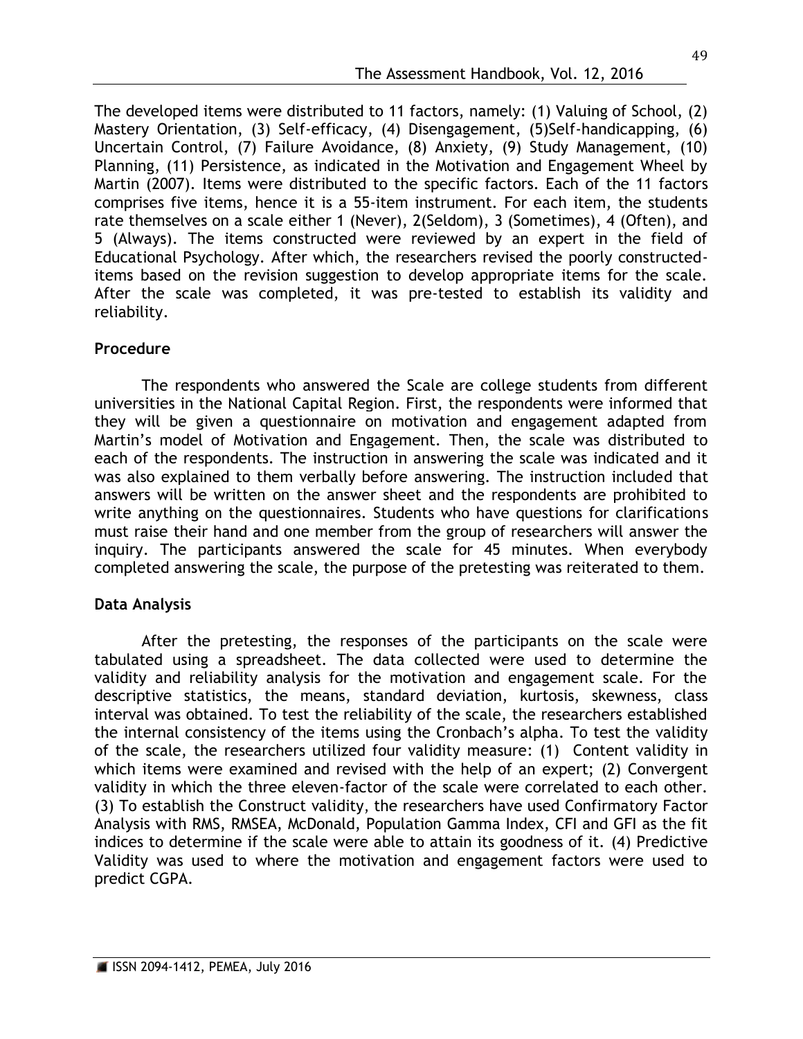The developed items were distributed to 11 factors, namely: (1) Valuing of School, (2) Mastery Orientation, (3) Self-efficacy, (4) Disengagement, (5)Self-handicapping, (6) Uncertain Control, (7) Failure Avoidance, (8) Anxiety, (9) Study Management, (10) Planning, (11) Persistence, as indicated in the Motivation and Engagement Wheel by Martin (2007). Items were distributed to the specific factors. Each of the 11 factors comprises five items, hence it is a 55-item instrument. For each item, the students rate themselves on a scale either 1 (Never), 2(Seldom), 3 (Sometimes), 4 (Often), and 5 (Always). The items constructed were reviewed by an expert in the field of Educational Psychology. After which, the researchers revised the poorly constructed-items based on the revision suggestion to develop appropriate items for the scale. After the scale was completed, it was pre-tested to establish its validity and reliability.

### Procedure

The respondents who answered the Scale are college students from different universities in the National Capital Region. First, the respondents were informed that they will be given a questionnaire on motivation and engagement adapted from Martin's model of Motivation and Engagement. Then, the scale was distributed to each of the respondents. The instruction in answering the scale was indicated and it was also explained to them verbally before answering. The instruction included that answers will be written on the answer sheet and the respondents are prohibited to write anything on the questionnaires. Students who have questions for clarifications must raise their hand and one member from the group of researchers will answer the inquiry. The participants answered the scale for 45 minutes. When everybody completed answering the scale, the purpose of the pretesting was reiterated to them.

### Data Analysis

After the pretesting, the responses of the participants on the scale were tabulated using a spreadsheet. The data collected were used to determine the validity and reliability analysis for the motivation and engagement scale. For the descriptive statistics, the means, standard deviation, kurtosis, skewness, class interval was obtained. To test the reliability of the scale, the researchers established the internal consistency of the items using the Cronbach's alpha. To test the validity of the scale, the researchers utilized four validity measure: (1) Content validity in which items were examined and revised with the help of an expert; (2) Convergent validity in which the three eleven-factor of the scale were correlated to each other. (3) To establish the Construct validity, the researchers have used Confirmatory Factor Analysis with RMS, RMSEA, McDonald, Population Gamma Index, CFI and GFI as the fit indices to determine if the scale were able to attain its goodness of it. (4) Predictive Validity was used to where the motivation and engagement factors were used to predict CGPA.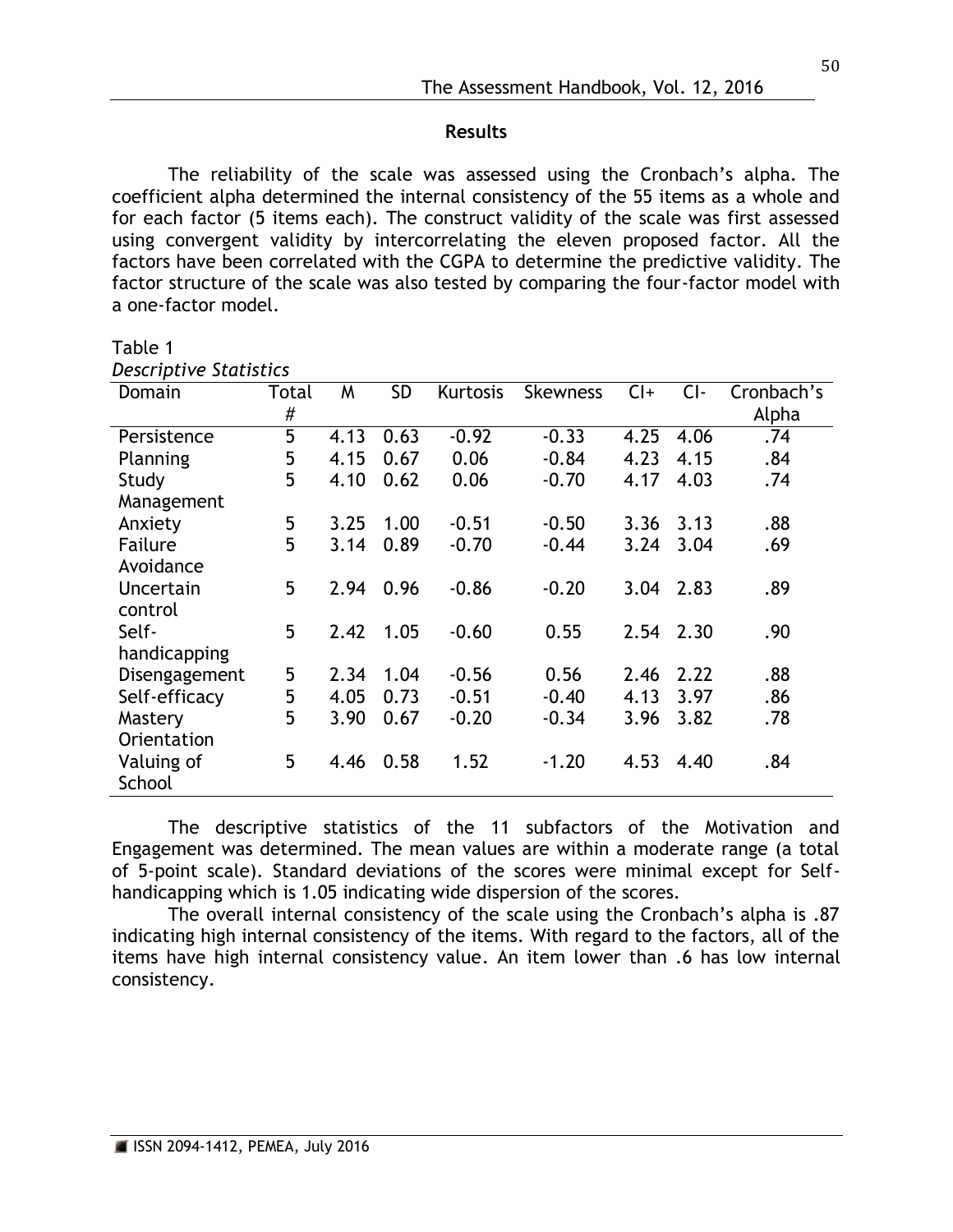## Results

The reliability of the scale was assessed using the Cronbach's alpha. The coefficient alpha determined the internal consistency of the 55 items as a whole and for each factor (5 items each). The construct validity of the scale was first assessed using convergent validity by intercorrelating the eleven proposed factor. All the factors have been correlated with the CGPA to determine the predictive validity. The factor structure of the scale was also tested by comparing the four-factor model with a one-factor model.

Table 1
*Descriptive Statistics*

| Domain | Total # | M | SD | Kurtosis | Skewness | CI+ | CI- | Cronbach's Alpha |
|---|---|---|---|---|---|---|---|---|
| Persistence | 5 | 4.13 | 0.63 | -0.92 | -0.33 | 4.25 | 4.06 | .74 |
| Planning | 5 | 4.15 | 0.67 | 0.06 | -0.84 | 4.23 | 4.15 | .84 |
| Study Management | 5 | 4.10 | 0.62 | 0.06 | -0.70 | 4.17 | 4.03 | .74 |
| Anxiety | 5 | 3.25 | 1.00 | -0.51 | -0.50 | 3.36 | 3.13 | .88 |
| Failure Avoidance | 5 | 3.14 | 0.89 | -0.70 | -0.44 | 3.24 | 3.04 | .69 |
| Uncertain control | 5 | 2.94 | 0.96 | -0.86 | -0.20 | 3.04 | 2.83 | .89 |
| Self-handicapping | 5 | 2.42 | 1.05 | -0.60 | 0.55 | 2.54 | 2.30 | .90 |
| Disengagement | 5 | 2.34 | 1.04 | -0.56 | 0.56 | 2.46 | 2.22 | .88 |
| Self-efficacy | 5 | 4.05 | 0.73 | -0.51 | -0.40 | 4.13 | 3.97 | .86 |
| Mastery Orientation | 5 | 3.90 | 0.67 | -0.20 | -0.34 | 3.96 | 3.82 | .78 |
| Valuing of School | 5 | 4.46 | 0.58 | 1.52 | -1.20 | 4.53 | 4.40 | .84 |

The descriptive statistics of the 11 subfactors of the Motivation and Engagement was determined. The mean values are within a moderate range (a total of 5-point scale). Standard deviations of the scores were minimal except for Self-handicapping which is 1.05 indicating wide dispersion of the scores.

The overall internal consistency of the scale using the Cronbach's alpha is .87 indicating high internal consistency of the items. With regard to the factors, all of the items have high internal consistency value. An item lower than .6 has low internal consistency.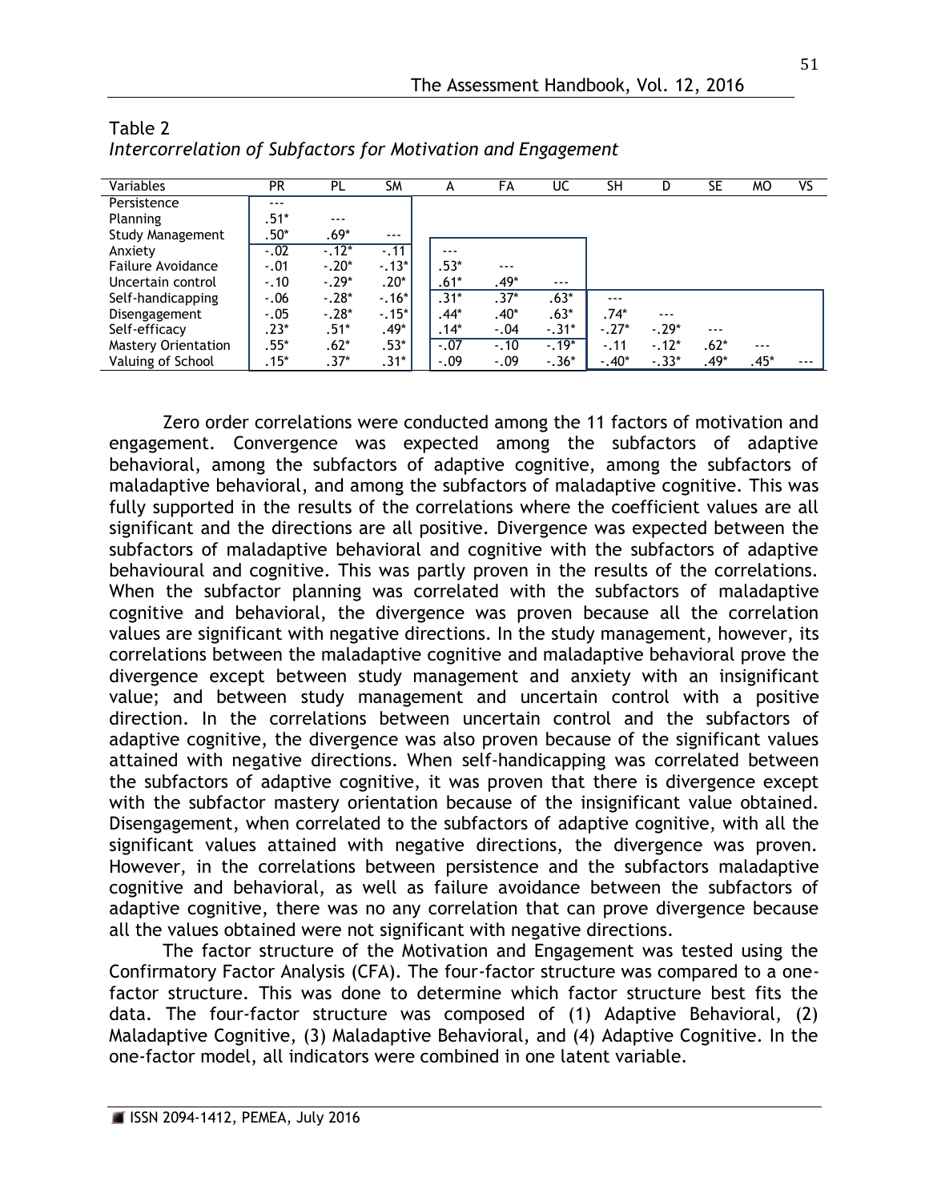Table 2
*Intercorrelation of Subfactors for Motivation and Engagement*

| Variables | PR | PL | SM | A | FA | UC | SH | D | SE | MO | VS |
|---|---|---|---|---|---|---|---|---|---|---|---|
| Persistence | --- | | | | | | | | | | |
| Planning | .51* | --- | | | | | | | | | |
| Study Management | .50* | .69* | --- | | | | | | | | |
| Anxiety | -.02 | -.12* | -.11 | --- | | | | | | | |
| Failure Avoidance | -.01 | -.20* | -.13* | .53* | --- | | | | | | |
| Uncertain control | -.10 | -.29* | .20* | .61* | .49* | --- | | | | | |
| Self-handicapping | -.06 | -.28* | -.16* | .31* | .37* | .63* | --- | | | | |
| Disengagement | -.05 | -.28* | -.15* | .44* | .40* | .63* | .74* | --- | | | |
| Self-efficacy | .23* | .51* | .49* | .14* | -.04 | -.31* | -.27* | -.29* | --- | | |
| Mastery Orientation | .55* | .62* | .53* | -.07 | -.10 | -.19* | -.11 | -.12* | .62* | --- | |
| Valuing of School | .15* | .37* | .31* | -.09 | -.09 | -.36* | -.40* | -.33* | .49* | .45* | --- |

Zero order correlations were conducted among the 11 factors of motivation and engagement. Convergence was expected among the subfactors of adaptive behavioral, among the subfactors of adaptive cognitive, among the subfactors of maladaptive behavioral, and among the subfactors of maladaptive cognitive. This was fully supported in the results of the correlations where the coefficient values are all significant and the directions are all positive. Divergence was expected between the subfactors of maladaptive behavioral and cognitive with the subfactors of adaptive behavioural and cognitive. This was partly proven in the results of the correlations. When the subfactor planning was correlated with the subfactors of maladaptive cognitive and behavioral, the divergence was proven because all the correlation values are significant with negative directions. In the study management, however, its correlations between the maladaptive cognitive and maladaptive behavioral prove the divergence except between study management and anxiety with an insignificant value; and between study management and uncertain control with a positive direction. In the correlations between uncertain control and the subfactors of adaptive cognitive, the divergence was also proven because of the significant values attained with negative directions. When self-handicapping was correlated between the subfactors of adaptive cognitive, it was proven that there is divergence except with the subfactor mastery orientation because of the insignificant value obtained. Disengagement, when correlated to the subfactors of adaptive cognitive, with all the significant values attained with negative directions, the divergence was proven. However, in the correlations between persistence and the subfactors maladaptive cognitive and behavioral, as well as failure avoidance between the subfactors of adaptive cognitive, there was no any correlation that can prove divergence because all the values obtained were not significant with negative directions.

The factor structure of the Motivation and Engagement was tested using the Confirmatory Factor Analysis (CFA). The four-factor structure was compared to a one-factor structure. This was done to determine which factor structure best fits the data. The four-factor structure was composed of (1) Adaptive Behavioral, (2) Maladaptive Cognitive, (3) Maladaptive Behavioral, and (4) Adaptive Cognitive. In the one-factor model, all indicators were combined in one latent variable.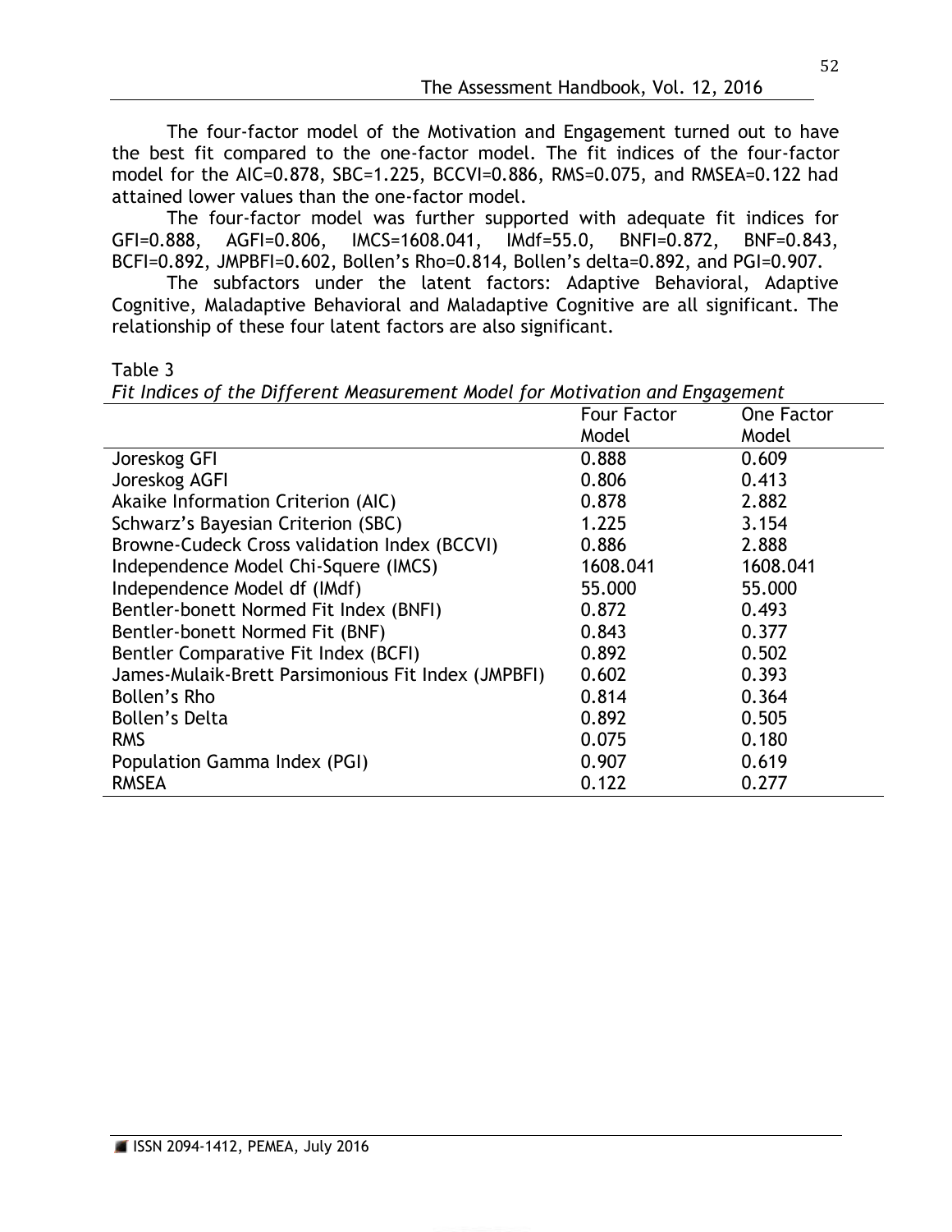The four-factor model of the Motivation and Engagement turned out to have the best fit compared to the one-factor model. The fit indices of the four-factor model for the AIC=0.878, SBC=1.225, BCCVI=0.886, RMS=0.075, and RMSEA=0.122 had attained lower values than the one-factor model.

The four-factor model was further supported with adequate fit indices for GFI=0.888, AGFI=0.806, IMCS=1608.041, IMdf=55.0, BNFI=0.872, BNF=0.843, BCFI=0.892, JMPBFI=0.602, Bollen's Rho=0.814, Bollen's delta=0.892, and PGI=0.907.

The subfactors under the latent factors: Adaptive Behavioral, Adaptive Cognitive, Maladaptive Behavioral and Maladaptive Cognitive are all significant. The relationship of these four latent factors are also significant.

Table 3

*Fit Indices of the Different Measurement Model for Motivation and Engagement*

| | Four Factor Model | One Factor Model |
|---|---|---|
| Joreskog GFI | 0.888 | 0.609 |
| Joreskog AGFI | 0.806 | 0.413 |
| Akaike Information Criterion (AIC) | 0.878 | 2.882 |
| Schwarz's Bayesian Criterion (SBC) | 1.225 | 3.154 |
| Browne-Cudeck Cross validation Index (BCCVI) | 0.886 | 2.888 |
| Independence Model Chi-Squere (IMCS) | 1608.041 | 1608.041 |
| Independence Model df (IMdf) | 55.000 | 55.000 |
| Bentler-bonett Normed Fit Index (BNFI) | 0.872 | 0.493 |
| Bentler-bonett Normed Fit (BNF) | 0.843 | 0.377 |
| Bentler Comparative Fit Index (BCFI) | 0.892 | 0.502 |
| James-Mulaik-Brett Parsimonious Fit Index (JMPBFI) | 0.602 | 0.393 |
| Bollen's Rho | 0.814 | 0.364 |
| Bollen's Delta | 0.892 | 0.505 |
| RMS | 0.075 | 0.180 |
| Population Gamma Index (PGI) | 0.907 | 0.619 |
| RMSEA | 0.122 | 0.277 |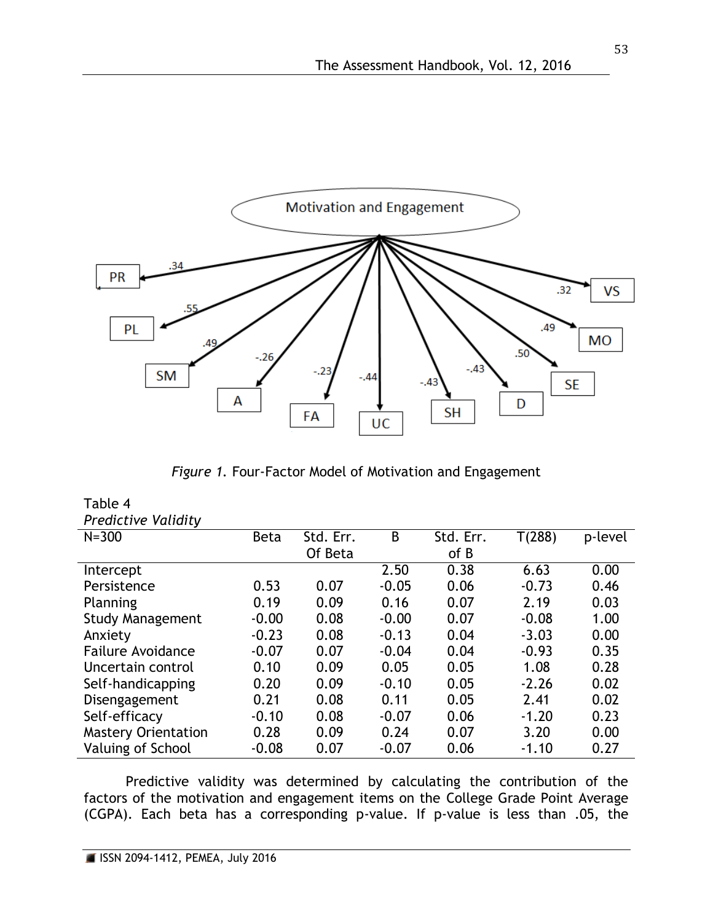Figure 1. Four-Factor Model of Motivation and Engagement

Table 4
*Predictive Validity*

| N=300 | Beta | Std. Err. Of Beta | B | Std. Err. of B | T(288) | p-level |
|---|---|---|---|---|---|---|
| Intercept | | | 2.50 | 0.38 | 6.63 | 0.00 |
| Persistence | 0.53 | 0.07 | -0.05 | 0.06 | -0.73 | 0.46 |
| Planning | 0.19 | 0.09 | 0.16 | 0.07 | 2.19 | 0.03 |
| Study Management | -0.00 | 0.08 | -0.00 | 0.07 | -0.08 | 1.00 |
| Anxiety | -0.23 | 0.08 | -0.13 | 0.04 | -3.03 | 0.00 |
| Failure Avoidance | -0.07 | 0.07 | -0.04 | 0.04 | -0.93 | 0.35 |
| Uncertain control | 0.10 | 0.09 | 0.05 | 0.05 | 1.08 | 0.28 |
| Self-handicapping | 0.20 | 0.09 | -0.10 | 0.05 | -2.26 | 0.02 |
| Disengagement | 0.21 | 0.08 | 0.11 | 0.05 | 2.41 | 0.02 |
| Self-efficacy | -0.10 | 0.08 | -0.07 | 0.06 | -1.20 | 0.23 |
| Mastery Orientation | 0.28 | 0.09 | 0.24 | 0.07 | 3.20 | 0.00 |
| Valuing of School | -0.08 | 0.07 | -0.07 | 0.06 | -1.10 | 0.27 |

Predictive validity was determined by calculating the contribution of the factors of the motivation and engagement items on the College Grade Point Average (CGPA). Each beta has a corresponding p-value. If p-value is less than .05, the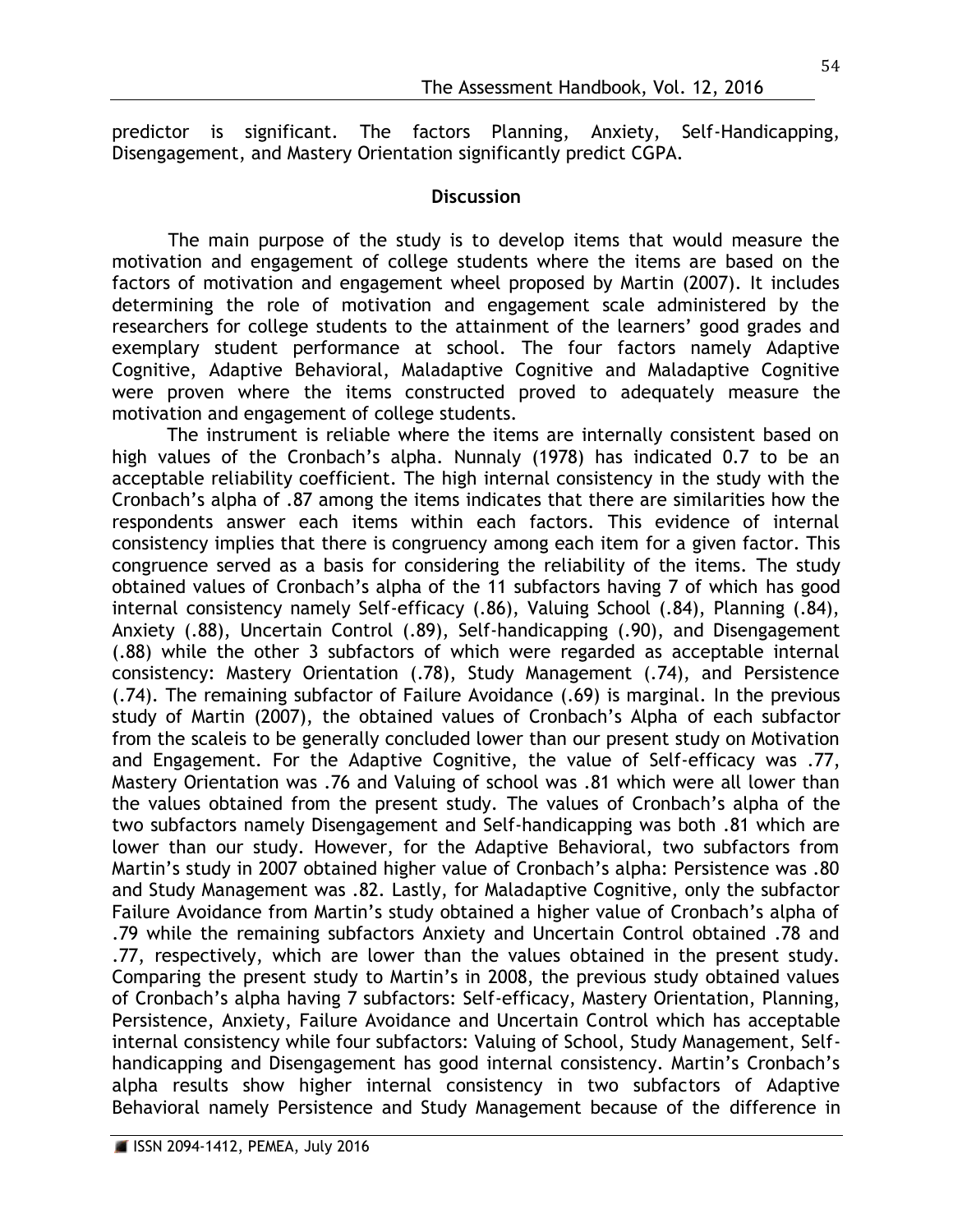predictor is significant. The factors Planning, Anxiety, Self-Handicapping, Disengagement, and Mastery Orientation significantly predict CGPA.

## Discussion

The main purpose of the study is to develop items that would measure the motivation and engagement of college students where the items are based on the factors of motivation and engagement wheel proposed by Martin (2007). It includes determining the role of motivation and engagement scale administered by the researchers for college students to the attainment of the learners' good grades and exemplary student performance at school. The four factors namely Adaptive Cognitive, Adaptive Behavioral, Maladaptive Cognitive and Maladaptive Cognitive were proven where the items constructed proved to adequately measure the motivation and engagement of college students.

The instrument is reliable where the items are internally consistent based on high values of the Cronbach's alpha. Nunnaly (1978) has indicated 0.7 to be an acceptable reliability coefficient. The high internal consistency in the study with the Cronbach's alpha of .87 among the items indicates that there are similarities how the respondents answer each items within each factors. This evidence of internal consistency implies that there is congruency among each item for a given factor. This congruence served as a basis for considering the reliability of the items. The study obtained values of Cronbach's alpha of the 11 subfactors having 7 of which has good internal consistency namely Self-efficacy (.86), Valuing School (.84), Planning (.84), Anxiety (.88), Uncertain Control (.89), Self-handicapping (.90), and Disengagement (.88) while the other 3 subfactors of which were regarded as acceptable internal consistency: Mastery Orientation (.78), Study Management (.74), and Persistence (.74). The remaining subfactor of Failure Avoidance (.69) is marginal. In the previous study of Martin (2007), the obtained values of Cronbach's Alpha of each subfactor from the scaleis to be generally concluded lower than our present study on Motivation and Engagement. For the Adaptive Cognitive, the value of Self-efficacy was .77, Mastery Orientation was .76 and Valuing of school was .81 which were all lower than the values obtained from the present study. The values of Cronbach's alpha of the two subfactors namely Disengagement and Self-handicapping was both .81 which are lower than our study. However, for the Adaptive Behavioral, two subfactors from Martin's study in 2007 obtained higher value of Cronbach's alpha: Persistence was .80 and Study Management was .82. Lastly, for Maladaptive Cognitive, only the subfactor Failure Avoidance from Martin's study obtained a higher value of Cronbach's alpha of .79 while the remaining subfactors Anxiety and Uncertain Control obtained .78 and .77, respectively, which are lower than the values obtained in the present study. Comparing the present study to Martin's in 2008, the previous study obtained values of Cronbach's alpha having 7 subfactors: Self-efficacy, Mastery Orientation, Planning, Persistence, Anxiety, Failure Avoidance and Uncertain Control which has acceptable internal consistency while four subfactors: Valuing of School, Study Management, Self-handicapping and Disengagement has good internal consistency. Martin's Cronbach's alpha results show higher internal consistency in two subfactors of Adaptive Behavioral namely Persistence and Study Management because of the difference in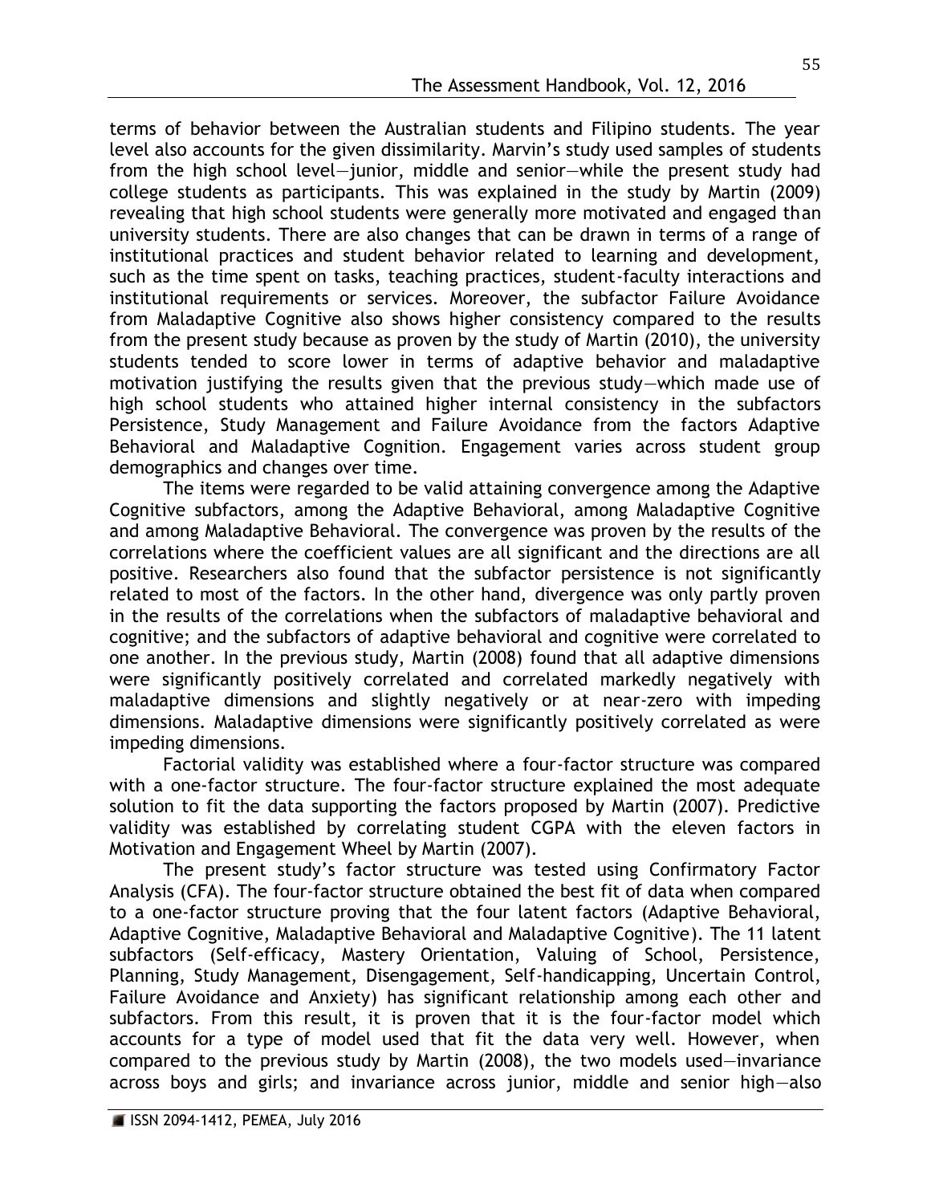terms of behavior between the Australian students and Filipino students. The year level also accounts for the given dissimilarity. Marvin's study used samples of students from the high school level—junior, middle and senior—while the present study had college students as participants. This was explained in the study by Martin (2009) revealing that high school students were generally more motivated and engaged than university students. There are also changes that can be drawn in terms of a range of institutional practices and student behavior related to learning and development, such as the time spent on tasks, teaching practices, student-faculty interactions and institutional requirements or services. Moreover, the subfactor Failure Avoidance from Maladaptive Cognitive also shows higher consistency compared to the results from the present study because as proven by the study of Martin (2010), the university students tended to score lower in terms of adaptive behavior and maladaptive motivation justifying the results given that the previous study—which made use of high school students who attained higher internal consistency in the subfactors Persistence, Study Management and Failure Avoidance from the factors Adaptive Behavioral and Maladaptive Cognition. Engagement varies across student group demographics and changes over time.

The items were regarded to be valid attaining convergence among the Adaptive Cognitive subfactors, among the Adaptive Behavioral, among Maladaptive Cognitive and among Maladaptive Behavioral. The convergence was proven by the results of the correlations where the coefficient values are all significant and the directions are all positive. Researchers also found that the subfactor persistence is not significantly related to most of the factors. In the other hand, divergence was only partly proven in the results of the correlations when the subfactors of maladaptive behavioral and cognitive; and the subfactors of adaptive behavioral and cognitive were correlated to one another. In the previous study, Martin (2008) found that all adaptive dimensions were significantly positively correlated and correlated markedly negatively with maladaptive dimensions and slightly negatively or at near-zero with impeding dimensions. Maladaptive dimensions were significantly positively correlated as were impeding dimensions.

Factorial validity was established where a four-factor structure was compared with a one-factor structure. The four-factor structure explained the most adequate solution to fit the data supporting the factors proposed by Martin (2007). Predictive validity was established by correlating student CGPA with the eleven factors in Motivation and Engagement Wheel by Martin (2007).

The present study's factor structure was tested using Confirmatory Factor Analysis (CFA). The four-factor structure obtained the best fit of data when compared to a one-factor structure proving that the four latent factors (Adaptive Behavioral, Adaptive Cognitive, Maladaptive Behavioral and Maladaptive Cognitive). The 11 latent subfactors (Self-efficacy, Mastery Orientation, Valuing of School, Persistence, Planning, Study Management, Disengagement, Self-handicapping, Uncertain Control, Failure Avoidance and Anxiety) has significant relationship among each other and subfactors. From this result, it is proven that it is the four-factor model which accounts for a type of model used that fit the data very well. However, when compared to the previous study by Martin (2008), the two models used—invariance across boys and girls; and invariance across junior, middle and senior high—also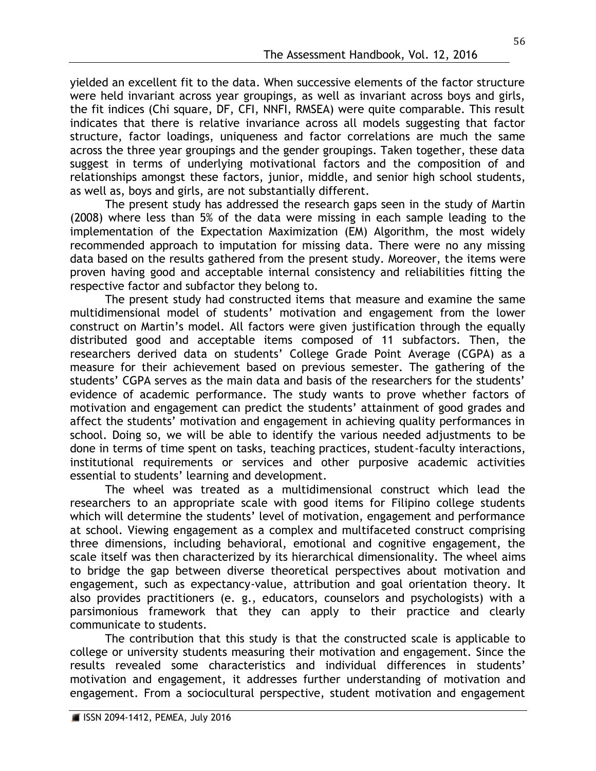yielded an excellent fit to the data. When successive elements of the factor structure were held invariant across year groupings, as well as invariant across boys and girls, the fit indices (Chi square, DF, CFI, NNFI, RMSEA) were quite comparable. This result indicates that there is relative invariance across all models suggesting that factor structure, factor loadings, uniqueness and factor correlations are much the same across the three year groupings and the gender groupings. Taken together, these data suggest in terms of underlying motivational factors and the composition of and relationships amongst these factors, junior, middle, and senior high school students, as well as, boys and girls, are not substantially different.

The present study has addressed the research gaps seen in the study of Martin (2008) where less than 5% of the data were missing in each sample leading to the implementation of the Expectation Maximization (EM) Algorithm, the most widely recommended approach to imputation for missing data. There were no any missing data based on the results gathered from the present study. Moreover, the items were proven having good and acceptable internal consistency and reliabilities fitting the respective factor and subfactor they belong to.

The present study had constructed items that measure and examine the same multidimensional model of students' motivation and engagement from the lower construct on Martin's model. All factors were given justification through the equally distributed good and acceptable items composed of 11 subfactors. Then, the researchers derived data on students' College Grade Point Average (CGPA) as a measure for their achievement based on previous semester. The gathering of the students' CGPA serves as the main data and basis of the researchers for the students' evidence of academic performance. The study wants to prove whether factors of motivation and engagement can predict the students' attainment of good grades and affect the students' motivation and engagement in achieving quality performances in school. Doing so, we will be able to identify the various needed adjustments to be done in terms of time spent on tasks, teaching practices, student-faculty interactions, institutional requirements or services and other purposive academic activities essential to students' learning and development.

The wheel was treated as a multidimensional construct which lead the researchers to an appropriate scale with good items for Filipino college students which will determine the students' level of motivation, engagement and performance at school. Viewing engagement as a complex and multifaceted construct comprising three dimensions, including behavioral, emotional and cognitive engagement, the scale itself was then characterized by its hierarchical dimensionality. The wheel aims to bridge the gap between diverse theoretical perspectives about motivation and engagement, such as expectancy-value, attribution and goal orientation theory. It also provides practitioners (e. g., educators, counselors and psychologists) with a parsimonious framework that they can apply to their practice and clearly communicate to students.

The contribution that this study is that the constructed scale is applicable to college or university students measuring their motivation and engagement. Since the results revealed some characteristics and individual differences in students' motivation and engagement, it addresses further understanding of motivation and engagement. From a sociocultural perspective, student motivation and engagement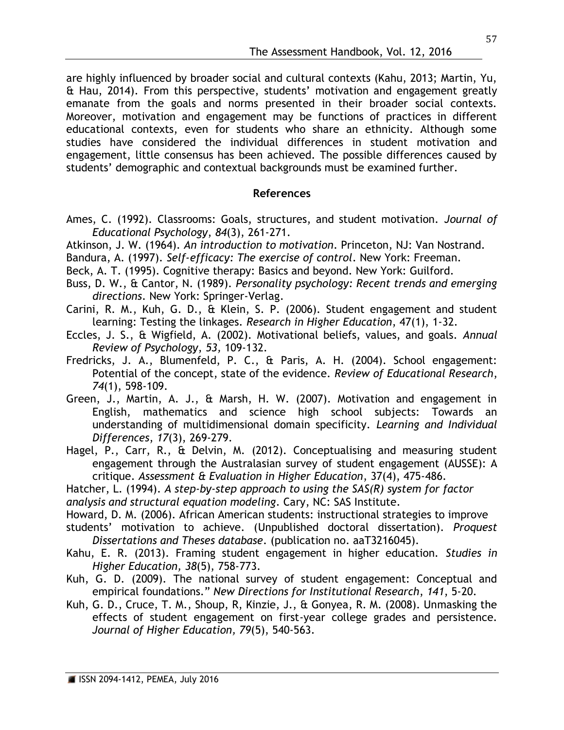are highly influenced by broader social and cultural contexts (Kahu, 2013; Martin, Yu, & Hau, 2014). From this perspective, students' motivation and engagement greatly emanate from the goals and norms presented in their broader social contexts. Moreover, motivation and engagement may be functions of practices in different educational contexts, even for students who share an ethnicity. Although some studies have considered the individual differences in student motivation and engagement, little consensus has been achieved. The possible differences caused by students' demographic and contextual backgrounds must be examined further.

## References

Ames, C. (1992). Classrooms: Goals, structures, and student motivation. *Journal of Educational Psychology*, *84*(3), 261-271.

Atkinson, J. W. (1964). *An introduction to motivation*. Princeton, NJ: Van Nostrand.

Bandura, A. (1997). *Self-efficacy: The exercise of control*. New York: Freeman.

Beck, A. T. (1995). Cognitive therapy: Basics and beyond. New York: Guilford.

Buss, D. W., & Cantor, N. (1989). *Personality psychology: Recent trends and emerging directions*. New York: Springer-Verlag.

Carini, R. M., Kuh, G. D., & Klein, S. P. (2006). Student engagement and student learning: Testing the linkages. *Research in Higher Education*, 47(1), 1-32.

Eccles, J. S., & Wigfield, A. (2002). Motivational beliefs, values, and goals. *Annual Review of Psychology*, *53,* 109-132.

Fredricks, J. A., Blumenfeld, P. C., & Paris, A. H. (2004). School engagement: Potential of the concept, state of the evidence. *Review of Educational Research*, *74*(1), 598-109.

Green, J., Martin, A. J., & Marsh, H. W. (2007). Motivation and engagement in English, mathematics and science high school subjects: Towards an understanding of multidimensional domain specificity. *Learning and Individual Differences*, *17*(3), 269-279.

Hagel, P., Carr, R., & Delvin, M. (2012). Conceptualising and measuring student engagement through the Australasian survey of student engagement (AUSSE): A critique. *Assessment & Evaluation in Higher Education*, 37(4), 475-486.

Hatcher, L. (1994). *A step-by-step approach to using the SAS(R) system for factor analysis and structural equation modeling*. Cary, NC: SAS Institute.

Howard, D. M. (2006). African American students: instructional strategies to improve students' motivation to achieve. (Unpublished doctoral dissertation). *Proquest Dissertations and Theses database*. (publication no. aaT3216045).

Kahu, E. R. (2013). Framing student engagement in higher education. *Studies in Higher Education, 38*(5), 758-773.

Kuh, G. D. (2009). The national survey of student engagement: Conceptual and empirical foundations." *New Directions for Institutional Research*, *141*, 5-20.

Kuh, G. D., Cruce, T. M., Shoup, R, Kinzie, J., & Gonyea, R. M. (2008). Unmasking the effects of student engagement on first-year college grades and persistence. *Journal of Higher Education, 79*(5), 540-563.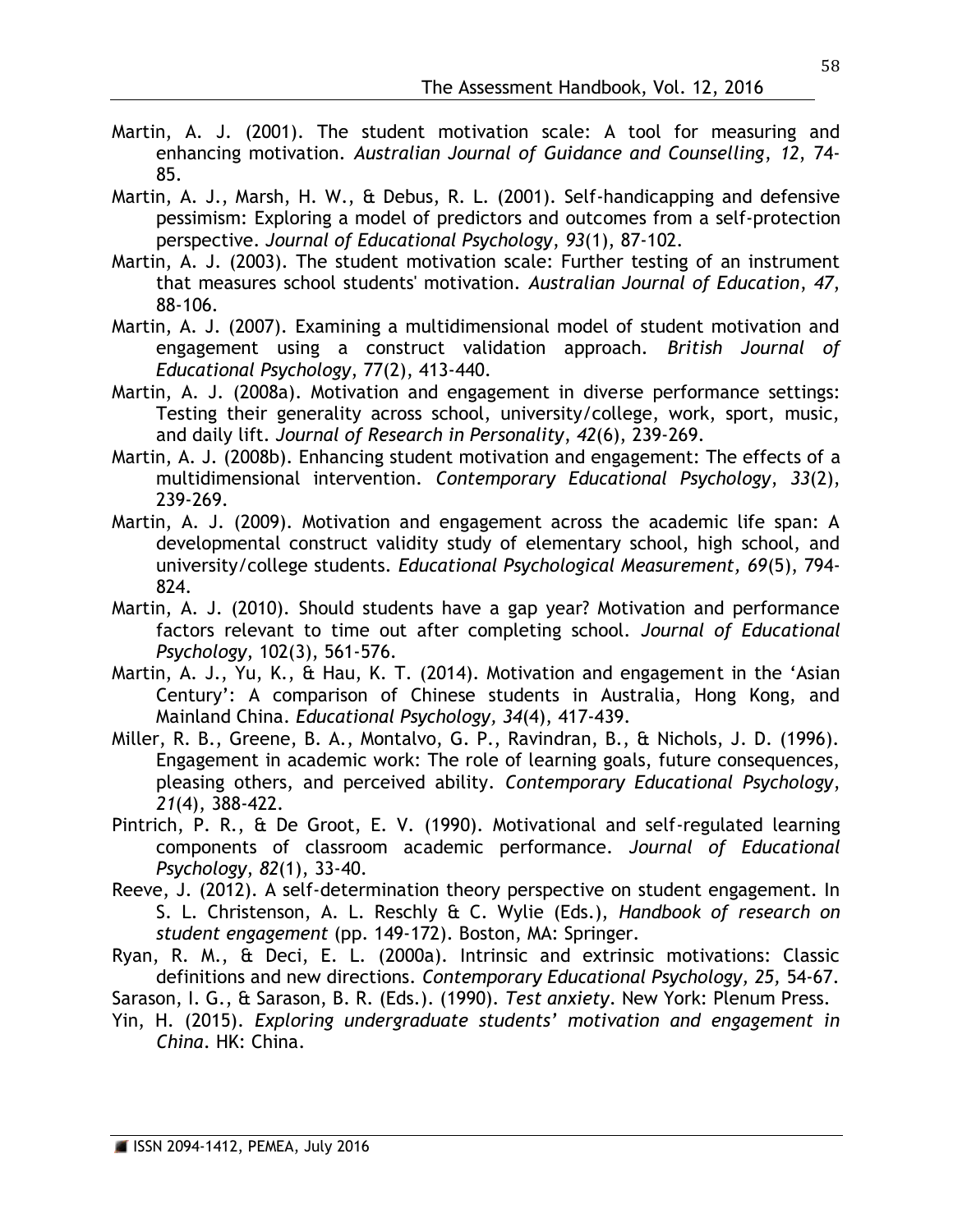Martin, A. J. (2001). The student motivation scale: A tool for measuring and enhancing motivation. *Australian Journal of Guidance and Counselling*, *12*, 74-85.

Martin, A. J., Marsh, H. W., & Debus, R. L. (2001). Self-handicapping and defensive pessimism: Exploring a model of predictors and outcomes from a self-protection perspective. *Journal of Educational Psychology*, *93*(1), 87-102.

Martin, A. J. (2003). The student motivation scale: Further testing of an instrument that measures school students' motivation. *Australian Journal of Education*, *47*, 88-106.

Martin, A. J. (2007). Examining a multidimensional model of student motivation and engagement using a construct validation approach. *British Journal of Educational Psychology*, 77(2), 413-440.

Martin, A. J. (2008a). Motivation and engagement in diverse performance settings: Testing their generality across school, university/college, work, sport, music, and daily lift. *Journal of Research in Personality*, *42*(6), 239-269.

Martin, A. J. (2008b). Enhancing student motivation and engagement: The effects of a multidimensional intervention. *Contemporary Educational Psychology*, *33*(2), 239-269.

Martin, A. J. (2009). Motivation and engagement across the academic life span: A developmental construct validity study of elementary school, high school, and university/college students. *Educational Psychological Measurement, 69*(5), 794-824.

Martin, A. J. (2010). Should students have a gap year? Motivation and performance factors relevant to time out after completing school. *Journal of Educational Psychology*, 102(3), 561-576.

Martin, A. J., Yu, K., & Hau, K. T. (2014). Motivation and engagement in the 'Asian Century': A comparison of Chinese students in Australia, Hong Kong, and Mainland China. *Educational Psychology, 34*(4), 417-439.

Miller, R. B., Greene, B. A., Montalvo, G. P., Ravindran, B., & Nichols, J. D. (1996). Engagement in academic work: The role of learning goals, future consequences, pleasing others, and perceived ability. *Contemporary Educational Psychology*, *21*(4), 388-422.

Pintrich, P. R., & De Groot, E. V. (1990). Motivational and self-regulated learning components of classroom academic performance. *Journal of Educational Psychology*, *82*(1), 33-40.

Reeve, J. (2012). A self-determination theory perspective on student engagement. In S. L. Christenson, A. L. Reschly & C. Wylie (Eds.), *Handbook of research on student engagement* (pp. 149-172). Boston, MA: Springer.

Ryan, R. M., & Deci, E. L. (2000a). Intrinsic and extrinsic motivations: Classic definitions and new directions. *Contemporary Educational Psychology, 25,* 54-67.

Sarason, I. G., & Sarason, B. R. (Eds.). (1990). *Test anxiety*. New York: Plenum Press.

Yin, H. (2015). *Exploring undergraduate students' motivation and engagement in China*. HK: China.